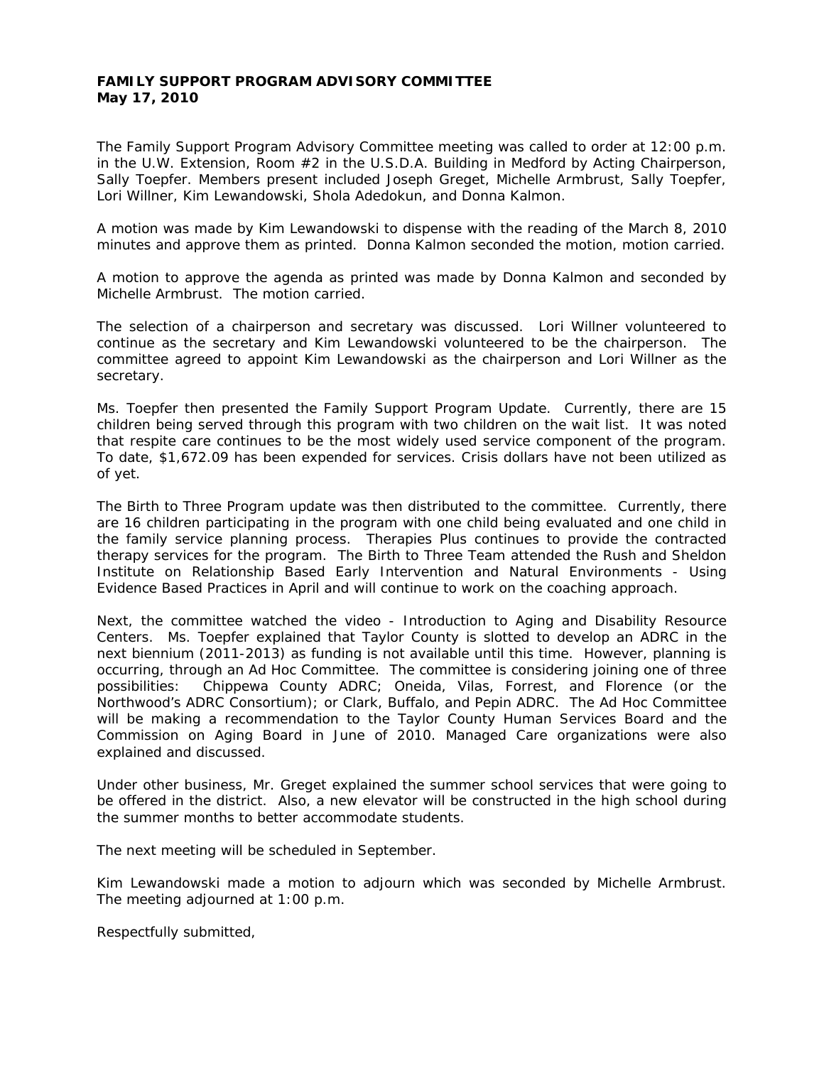**FAMILY SUPPORT PROGRAM ADVISORY COMMITTEE**
**May 17, 2010**

The Family Support Program Advisory Committee meeting was called to order at 12:00 p.m. in the U.W. Extension, Room #2 in the U.S.D.A. Building in Medford by Acting Chairperson, Sally Toepfer. Members present included Joseph Greget, Michelle Armbrust, Sally Toepfer, Lori Willner, Kim Lewandowski, Shola Adedokun, and Donna Kalmon.

A motion was made by Kim Lewandowski to dispense with the reading of the March 8, 2010 minutes and approve them as printed. Donna Kalmon seconded the motion, motion carried.

A motion to approve the agenda as printed was made by Donna Kalmon and seconded by Michelle Armbrust. The motion carried.

The selection of a chairperson and secretary was discussed. Lori Willner volunteered to continue as the secretary and Kim Lewandowski volunteered to be the chairperson. The committee agreed to appoint Kim Lewandowski as the chairperson and Lori Willner as the secretary.

Ms. Toepfer then presented the Family Support Program Update. Currently, there are 15 children being served through this program with two children on the wait list. It was noted that respite care continues to be the most widely used service component of the program. To date, $1,672.09 has been expended for services. Crisis dollars have not been utilized as of yet.

The Birth to Three Program update was then distributed to the committee. Currently, there are 16 children participating in the program with one child being evaluated and one child in the family service planning process. Therapies Plus continues to provide the contracted therapy services for the program. The Birth to Three Team attended the Rush and Sheldon Institute on Relationship Based Early Intervention and Natural Environments - Using Evidence Based Practices in April and will continue to work on the coaching approach.

Next, the committee watched the video - Introduction to Aging and Disability Resource Centers. Ms. Toepfer explained that Taylor County is slotted to develop an ADRC in the next biennium (2011-2013) as funding is not available until this time. However, planning is occurring, through an Ad Hoc Committee. The committee is considering joining one of three possibilities: Chippewa County ADRC; Oneida, Vilas, Forrest, and Florence (or the Northwood's ADRC Consortium); or Clark, Buffalo, and Pepin ADRC. The Ad Hoc Committee will be making a recommendation to the Taylor County Human Services Board and the Commission on Aging Board in June of 2010. Managed Care organizations were also explained and discussed.

Under other business, Mr. Greget explained the summer school services that were going to be offered in the district. Also, a new elevator will be constructed in the high school during the summer months to better accommodate students.

The next meeting will be scheduled in September.

Kim Lewandowski made a motion to adjourn which was seconded by Michelle Armbrust. The meeting adjourned at 1:00 p.m.

Respectfully submitted,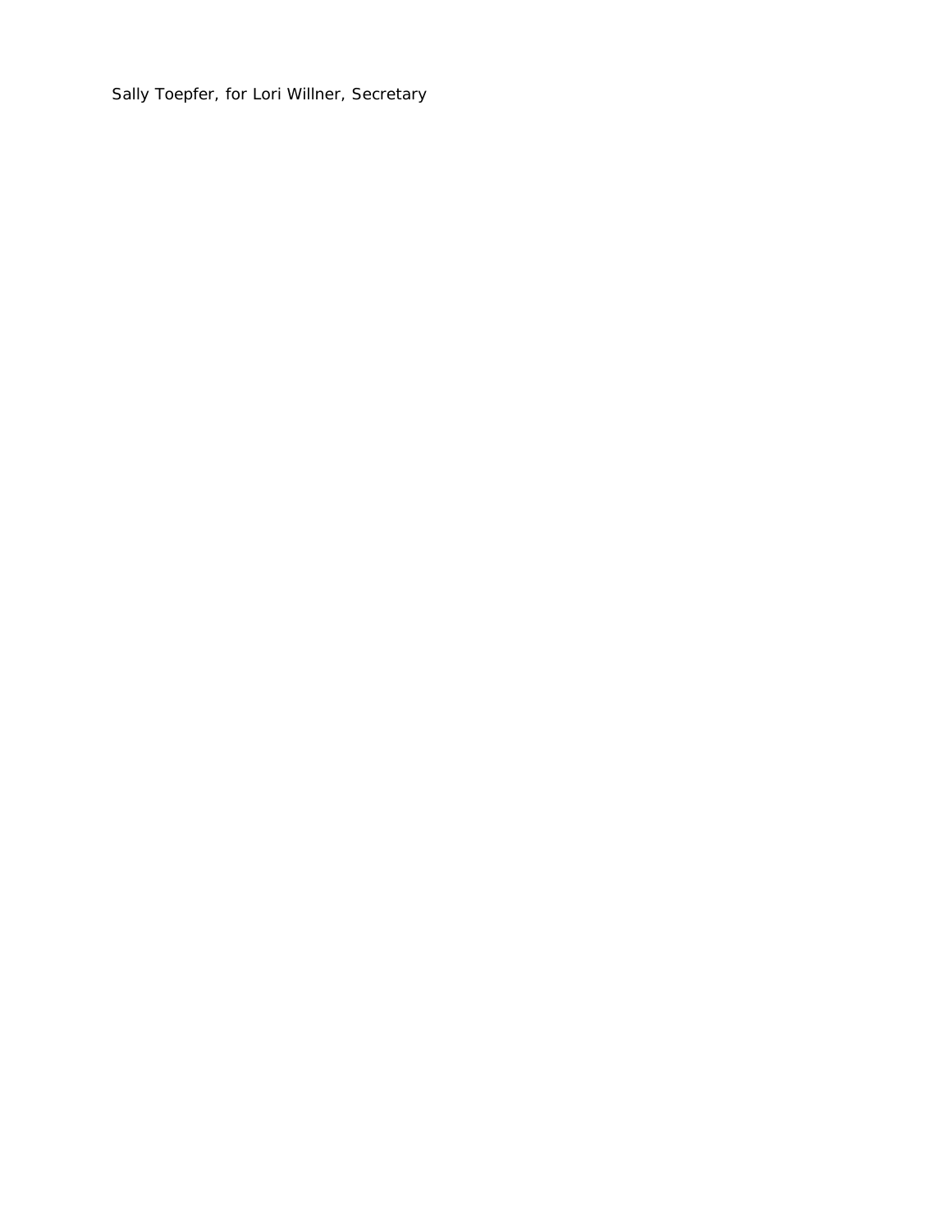Sally Toepfer, for Lori Willner, Secretary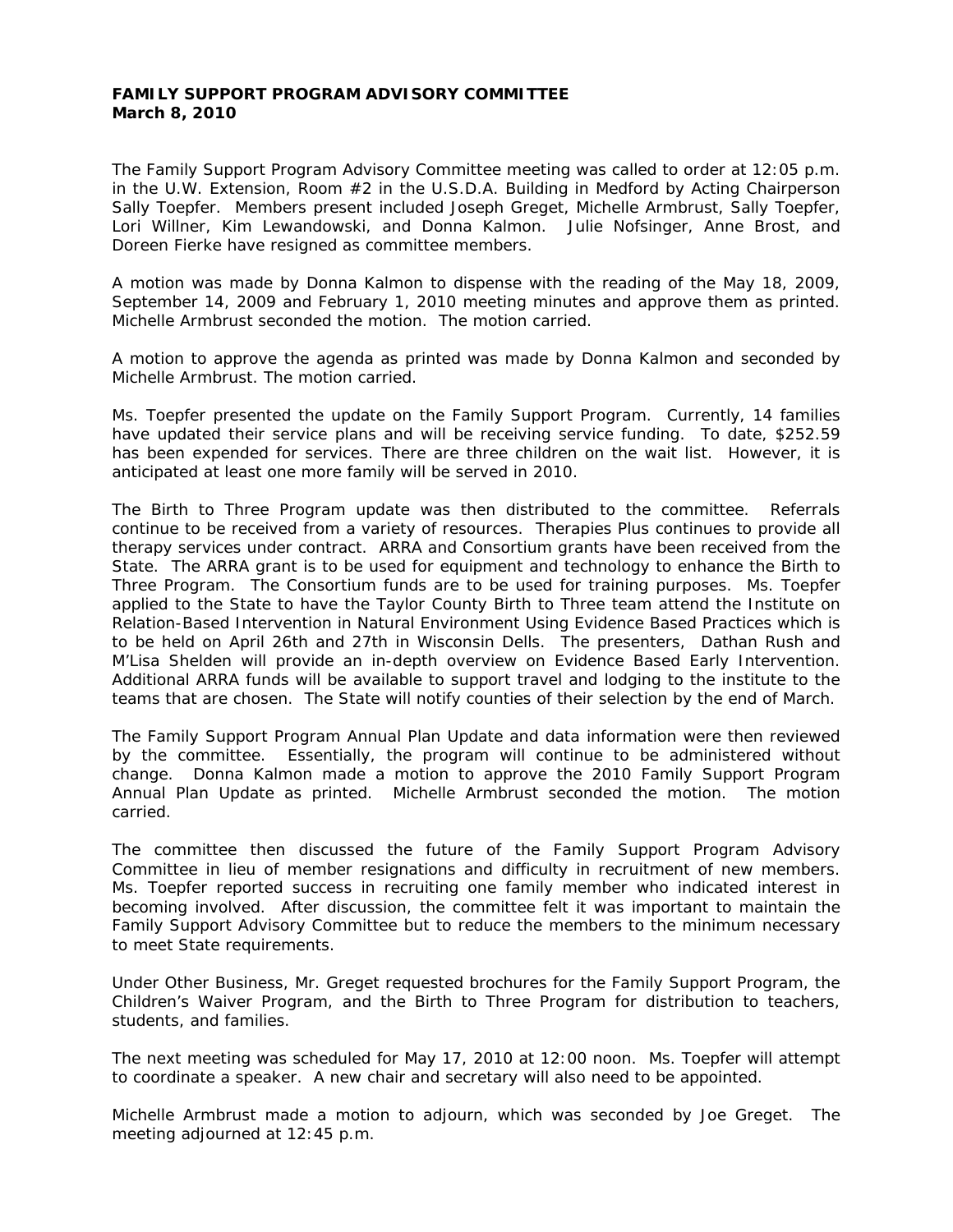**FAMILY SUPPORT PROGRAM ADVISORY COMMITTEE**
**March 8, 2010**

The Family Support Program Advisory Committee meeting was called to order at 12:05 p.m. in the U.W. Extension, Room #2 in the U.S.D.A. Building in Medford by Acting Chairperson Sally Toepfer. Members present included Joseph Greget, Michelle Armbrust, Sally Toepfer, Lori Willner, Kim Lewandowski, and Donna Kalmon. Julie Nofsinger, Anne Brost, and Doreen Fierke have resigned as committee members.

A motion was made by Donna Kalmon to dispense with the reading of the May 18, 2009, September 14, 2009 and February 1, 2010 meeting minutes and approve them as printed. Michelle Armbrust seconded the motion. The motion carried.

A motion to approve the agenda as printed was made by Donna Kalmon and seconded by Michelle Armbrust. The motion carried.

Ms. Toepfer presented the update on the Family Support Program. Currently, 14 families have updated their service plans and will be receiving service funding. To date, $252.59 has been expended for services. There are three children on the wait list. However, it is anticipated at least one more family will be served in 2010.

The Birth to Three Program update was then distributed to the committee. Referrals continue to be received from a variety of resources. Therapies Plus continues to provide all therapy services under contract. ARRA and Consortium grants have been received from the State. The ARRA grant is to be used for equipment and technology to enhance the Birth to Three Program. The Consortium funds are to be used for training purposes. Ms. Toepfer applied to the State to have the Taylor County Birth to Three team attend the Institute on Relation-Based Intervention in Natural Environment Using Evidence Based Practices which is to be held on April 26th and 27th in Wisconsin Dells. The presenters, Dathan Rush and M'Lisa Shelden will provide an in-depth overview on Evidence Based Early Intervention. Additional ARRA funds will be available to support travel and lodging to the institute to the teams that are chosen. The State will notify counties of their selection by the end of March.

The Family Support Program Annual Plan Update and data information were then reviewed by the committee. Essentially, the program will continue to be administered without change. Donna Kalmon made a motion to approve the 2010 Family Support Program Annual Plan Update as printed. Michelle Armbrust seconded the motion. The motion carried.

The committee then discussed the future of the Family Support Program Advisory Committee in lieu of member resignations and difficulty in recruitment of new members. Ms. Toepfer reported success in recruiting one family member who indicated interest in becoming involved. After discussion, the committee felt it was important to maintain the Family Support Advisory Committee but to reduce the members to the minimum necessary to meet State requirements.

Under Other Business, Mr. Greget requested brochures for the Family Support Program, the Children's Waiver Program, and the Birth to Three Program for distribution to teachers, students, and families.

The next meeting was scheduled for May 17, 2010 at 12:00 noon. Ms. Toepfer will attempt to coordinate a speaker. A new chair and secretary will also need to be appointed.

Michelle Armbrust made a motion to adjourn, which was seconded by Joe Greget. The meeting adjourned at 12:45 p.m.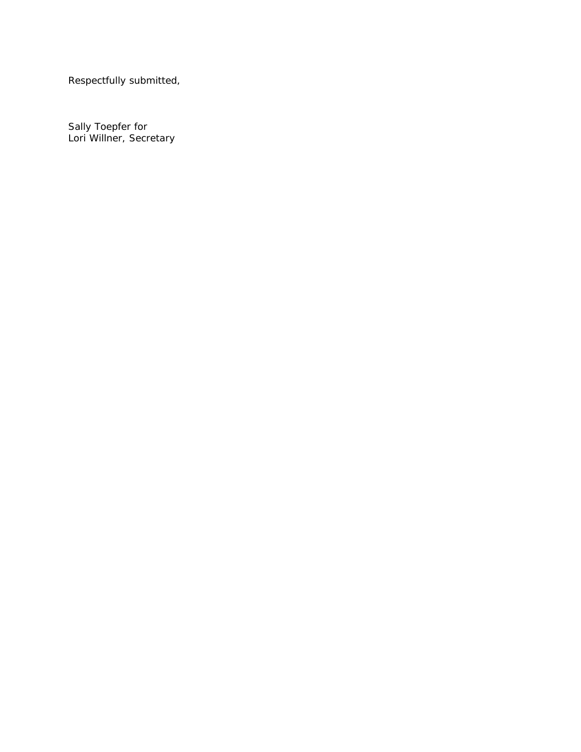Respectfully submitted,

Sally Toepfer for
Lori Willner, Secretary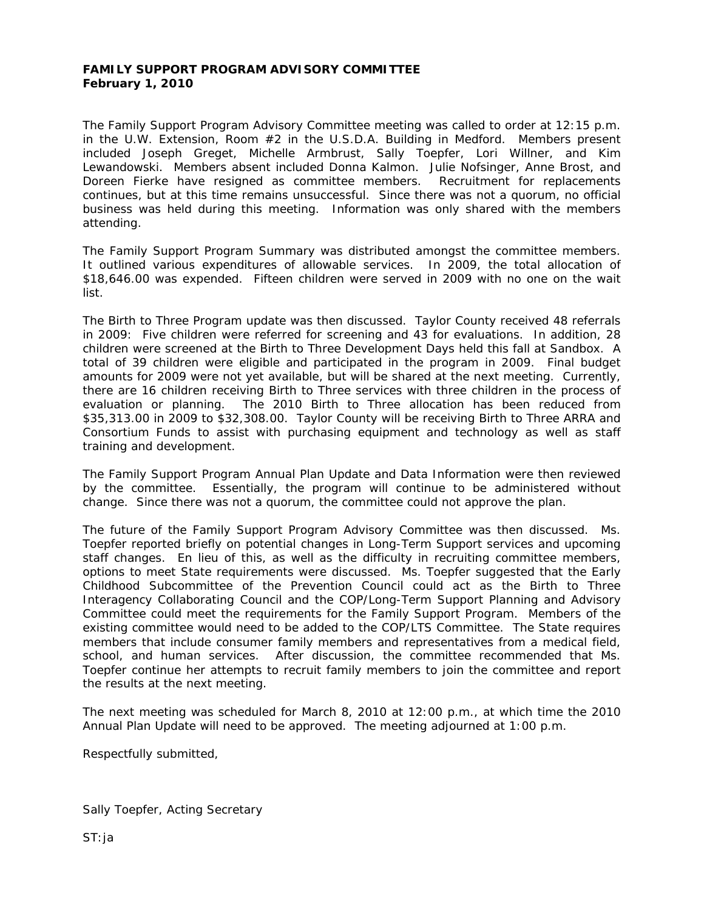**FAMILY SUPPORT PROGRAM ADVISORY COMMITTEE**
**February 1, 2010**

The Family Support Program Advisory Committee meeting was called to order at 12:15 p.m. in the U.W. Extension, Room #2 in the U.S.D.A. Building in Medford. Members present included Joseph Greget, Michelle Armbrust, Sally Toepfer, Lori Willner, and Kim Lewandowski. Members absent included Donna Kalmon. Julie Nofsinger, Anne Brost, and Doreen Fierke have resigned as committee members. Recruitment for replacements continues, but at this time remains unsuccessful. Since there was not a quorum, no official business was held during this meeting. Information was only shared with the members attending.

The Family Support Program Summary was distributed amongst the committee members. It outlined various expenditures of allowable services. In 2009, the total allocation of $18,646.00 was expended. Fifteen children were served in 2009 with no one on the wait list.

The Birth to Three Program update was then discussed. Taylor County received 48 referrals in 2009: Five children were referred for screening and 43 for evaluations. In addition, 28 children were screened at the Birth to Three Development Days held this fall at Sandbox. A total of 39 children were eligible and participated in the program in 2009. Final budget amounts for 2009 were not yet available, but will be shared at the next meeting. Currently, there are 16 children receiving Birth to Three services with three children in the process of evaluation or planning. The 2010 Birth to Three allocation has been reduced from $35,313.00 in 2009 to $32,308.00. Taylor County will be receiving Birth to Three ARRA and Consortium Funds to assist with purchasing equipment and technology as well as staff training and development.

The Family Support Program Annual Plan Update and Data Information were then reviewed by the committee. Essentially, the program will continue to be administered without change. Since there was not a quorum, the committee could not approve the plan.

The future of the Family Support Program Advisory Committee was then discussed. Ms. Toepfer reported briefly on potential changes in Long-Term Support services and upcoming staff changes. En lieu of this, as well as the difficulty in recruiting committee members, options to meet State requirements were discussed. Ms. Toepfer suggested that the Early Childhood Subcommittee of the Prevention Council could act as the Birth to Three Interagency Collaborating Council and the COP/Long-Term Support Planning and Advisory Committee could meet the requirements for the Family Support Program. Members of the existing committee would need to be added to the COP/LTS Committee. The State requires members that include consumer family members and representatives from a medical field, school, and human services. After discussion, the committee recommended that Ms. Toepfer continue her attempts to recruit family members to join the committee and report the results at the next meeting.

The next meeting was scheduled for March 8, 2010 at 12:00 p.m., at which time the 2010 Annual Plan Update will need to be approved. The meeting adjourned at 1:00 p.m.

Respectfully submitted,

Sally Toepfer, Acting Secretary

ST:ja